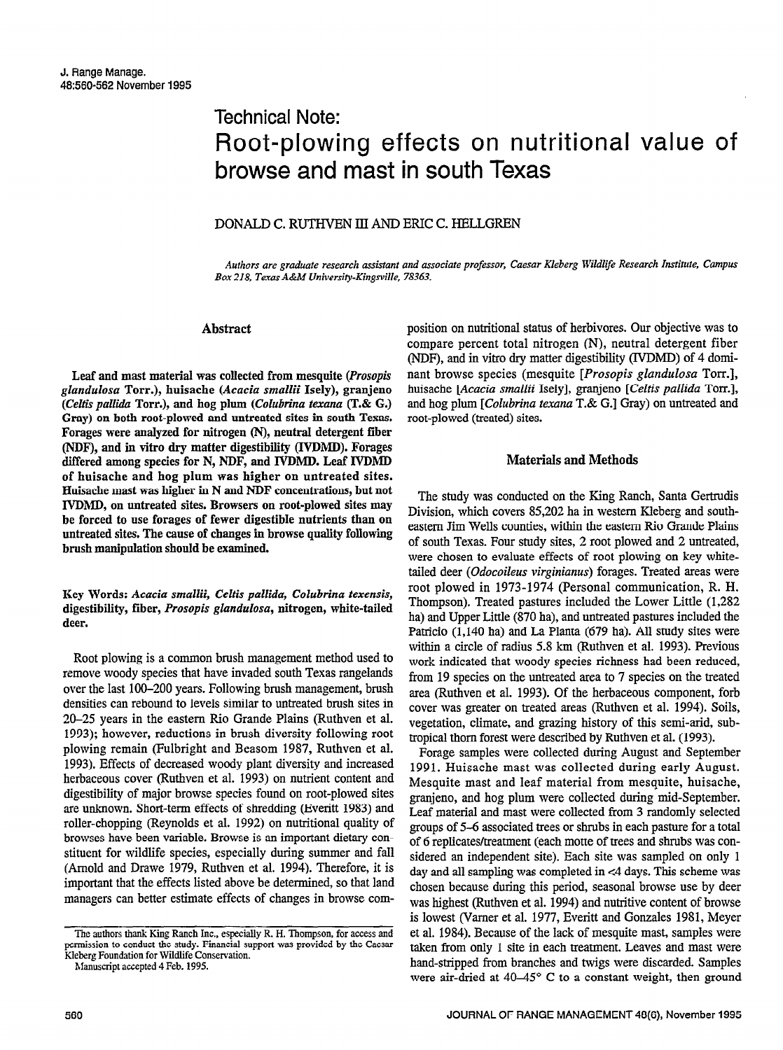# Technical Note: Root-plowing effects on nutritional value of browse and mast in south Texas

DONALD C. RUTHVEN III AND ERIC C. HELLGREN

*Authors are graduate research assistant and associate professor, Caesar Kleberg Wildlife Research Institute, Campus Box 218, Texas A&M University-Kingsville, 78363.*

## Abstract

**Leaf and mast material was collected from mesquite (*Prosopis glandulosa* Torr.), huisache (*Acacia smallii* Isely), granjeno (*Celtis pallida* Torr.), and hog plum (*Colubrina texana* (T.& G.) Gray) on both root-plowed and untreated sites in south Texas. Forages were analyzed for nitrogen (N), neutral detergent fiber (NDF), and in vitro dry matter digestibility (IVDMD). Forages differed among species for N, NDF, and IVDMD. Leaf IVDMD of huisache and hog plum was higher on untreated sites. Huisache mast was higher in N and NDF concentrations, but not IVDMD, on untreated sites. Browsers on root-plowed sites may be forced to use forages of fewer digestible nutrients than on untreated sites. The cause of changes in browse quality following brush manipulation should be examined.**

**Key Words:** *Acacia smallii*, *Celtis pallida*, *Colubrina texensis*, digestibility, fiber, *Prosopis glandulosa*, nitrogen, white-tailed deer.

Root plowing is a common brush management method used to remove woody species that have invaded south Texas rangelands over the last 100–200 years. Following brush management, brush densities can rebound to levels similar to untreated brush sites in 20–25 years in the eastern Rio Grande Plains (Ruthven et al. 1993); however, reductions in brush diversity following root plowing remain (Fulbright and Beasom 1987, Ruthven et al. 1993). Effects of decreased woody plant diversity and increased herbaceous cover (Ruthven et al. 1993) on nutrient content and digestibility of major browse species found on root-plowed sites are unknown. Short-term effects of shredding (Everitt 1983) and roller-chopping (Reynolds et al. 1992) on nutritional quality of browses have been variable. Browse is an important dietary constituent for wildlife species, especially during summer and fall (Arnold and Drawe 1979, Ruthven et al. 1994). Therefore, it is important that the effects listed above be determined, so that land managers can better estimate effects of changes in browse composition on nutritional status of herbivores. Our objective was to compare percent total nitrogen (N), neutral detergent fiber (NDF), and in vitro dry matter digestibility (IVDMD) of 4 dominant browse species (mesquite [*Prosopis glandulosa* Torr.], huisache [*Acacia smallii* Isely], granjeno [*Celtis pallida* Torr.], and hog plum [*Colubrina texana* T.& G.] Gray) on untreated and root-plowed (treated) sites.

The authors thank King Ranch Inc., especially R. H. Thompson, for access and permission to conduct the study. Financial support was provided by the Caesar Kleberg Foundation for Wildlife Conservation.

Manuscript accepted 4 Feb. 1995.

## Materials and Methods

The study was conducted on the King Ranch, Santa Gertrudis Division, which covers 85,202 ha in western Kleberg and southeastern Jim Wells counties, within the eastern Rio Grande Plains of south Texas. Four study sites, 2 root plowed and 2 untreated, were chosen to evaluate effects of root plowing on key white-tailed deer (*Odocoileus virginianus*) forages. Treated areas were root plowed in 1973-1974 (Personal communication, R. H. Thompson). Treated pastures included the Lower Little (1,282 ha) and Upper Little (870 ha), and untreated pastures included the Patricio (1,140 ha) and La Planta (679 ha). All study sites were within a circle of radius 5.8 km (Ruthven et al. 1993). Previous work indicated that woody species richness had been reduced, from 19 species on the untreated area to 7 species on the treated area (Ruthven et al. 1993). Of the herbaceous component, forb cover was greater on treated areas (Ruthven et al. 1994). Soils, vegetation, climate, and grazing history of this semi-arid, subtropical thorn forest were described by Ruthven et al. (1993).

Forage samples were collected during August and September 1991. Huisache mast was collected during early August. Mesquite mast and leaf material from mesquite, huisache, granjeno, and hog plum were collected during mid-September. Leaf material and mast were collected from 3 randomly selected groups of 5–6 associated trees or shrubs in each pasture for a total of 6 replicates/treatment (each motte of trees and shrubs was considered an independent site). Each site was sampled on only 1 day and all sampling was completed in <4 days. This scheme was chosen because during this period, seasonal browse use by deer was highest (Ruthven et al. 1994) and nutritive content of browse is lowest (Varner et al. 1977, Everitt and Gonzales 1981, Meyer et al. 1984). Because of the lack of mesquite mast, samples were taken from only 1 site in each treatment. Leaves and mast were hand-stripped from branches and twigs were discarded. Samples were air-dried at 40–45° C to a constant weight, then ground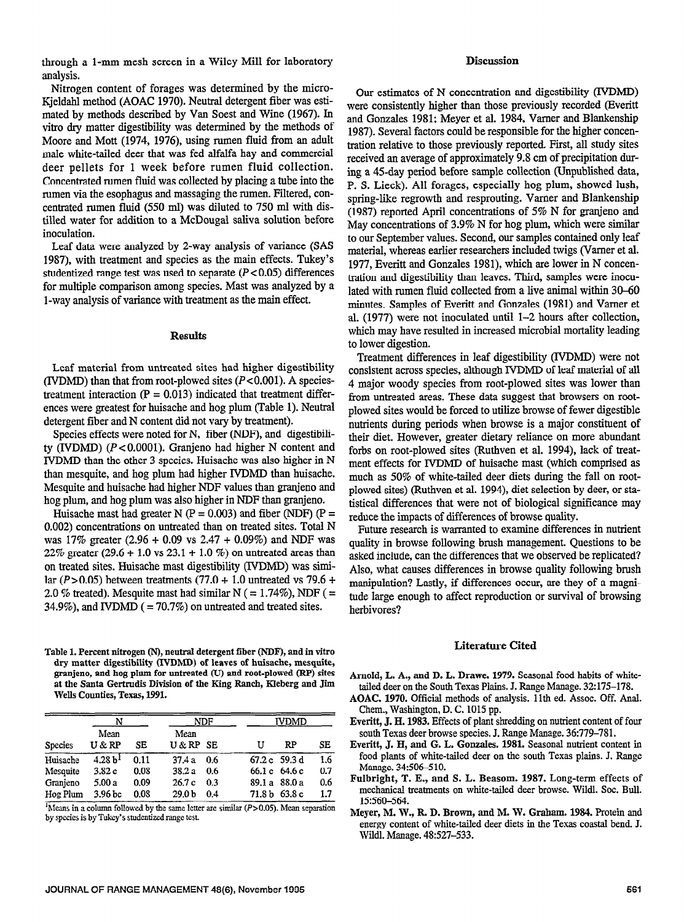through a 1-mm mesh screen in a Wiley Mill for laboratory analysis.

Nitrogen content of forages was determined by the micro-Kjeldahl method (AOAC 1970). Neutral detergent fiber was estimated by methods described by Van Soest and Wine (1967). In vitro dry matter digestibility was determined by the methods of Moore and Mott (1974, 1976), using rumen fluid from an adult male white-tailed deer that was fed alfalfa hay and commercial deer pellets for 1 week before rumen fluid collection. Concentrated rumen fluid was collected by placing a tube into the rumen via the esophagus and massaging the rumen. Filtered, concentrated rumen fluid (550 ml) was diluted to 750 ml with distilled water for addition to a McDougal saliva solution before inoculation.

Leaf data were analyzed by 2-way analysis of variance (SAS 1987), with treatment and species as the main effects. Tukey's studentized range test was used to separate ($P<0.05$) differences for multiple comparison among species. Mast was analyzed by a 1-way analysis of variance with treatment as the main effect.

## Results

Leaf material from untreated sites had higher digestibility (IVDMD) than that from root-plowed sites ($P<0.001$). A species-treatment interaction ($P = 0.013$) indicated that treatment differences were greatest for huisache and hog plum (Table 1). Neutral detergent fiber and N content did not vary by treatment).

Species effects were noted for N, fiber (NDF), and digestibility (IVDMD) ($P<0.0001$). Granjeno had higher N content and IVDMD than the other 3 species. Huisache was also higher in N than mesquite, and hog plum had higher IVDMD than huisache. Mesquite and huisache had higher NDF values than granjeno and hog plum, and hog plum was also higher in NDF than granjeno.

Huisache mast had greater N ($P = 0.003$) and fiber (NDF) ($P = 0.002$) concentrations on untreated than on treated sites. Total N was 17% greater (2.96 + 0.09 vs 2.47 + 0.09%) and NDF was 22% greater (29.6 + 1.0 vs 23.1 + 1.0 %) on untreated areas than on treated sites. Huisache mast digestibility (IVDMD) was similar ($P>0.05$) between treatments (77.0 + 1.0 untreated vs 79.6 + 2.0 % treated). Mesquite mast had similar N ( = 1.74%), NDF ( = 34.9%), and IVDMD ( = 70.7%) on untreated and treated sites.

Table 1. Percent nitrogen (N), neutral detergent fiber (NDF), and in vitro dry matter digestibility (IVDMD) of leaves of huisache, mesquite, granjeno, and hog plum for untreated (U) and root-plowed (RP) sites at the Santa Gertrudis Division of the King Ranch, Kleberg and Jim Wells Counties, Texas, 1991.

| | N | | NDF | | IVDMD | | |
|---|---|---|---|---|---|---|---|
| Species | Mean U & RP | SE | Mean U & RP | SE | U | RP | SE |
| Huisache | 4.28 b[1] | 0.11 | 37.4 a | 0.6 | 67.2 c | 59.3 d | 1.6 |
| Mesquite | 3.82 c | 0.08 | 38.2 a | 0.6 | 66.1 c | 64.6 c | 0.7 |
| Granjeno | 5.00 a | 0.09 | 26.7 c | 0.3 | 89.1 a | 88.0 a | 0.6 |
| Hog Plum | 3.96 bc | 0.08 | 29.0 b | 0.4 | 71.8 b | 63.8 c | 1.7 |

[1]Means in a column followed by the same letter are similar ($P>0.05$). Mean separation by species is by Tukey's studentized range test.

## Discussion

Our estimates of N concentration and digestibility (IVDMD) were consistently higher than those previously recorded (Everitt and Gonzales 1981; Meyer et al. 1984, Varner and Blankenship 1987). Several factors could be responsible for the higher concentration relative to those previously reported. First, all study sites received an average of approximately 9.8 cm of precipitation during a 45-day period before sample collection (Unpublished data, P. S. Lieck). All forages, especially hog plum, showed lush, spring-like regrowth and resprouting. Varner and Blankenship (1987) reported April concentrations of 5% N for granjeno and May concentrations of 3.9% N for hog plum, which were similar to our September values. Second, our samples contained only leaf material, whereas earlier researchers included twigs (Varner et al. 1977, Everitt and Gonzales 1981), which are lower in N concentration and digestibility than leaves. Third, samples were inoculated with rumen fluid collected from a live animal within 30–60 minutes. Samples of Everitt and Gonzales (1981) and Varner et al. (1977) were not inoculated until 1–2 hours after collection, which may have resulted in increased microbial mortality leading to lower digestion.

Treatment differences in leaf digestibility (IVDMD) were not consistent across species, although IVDMD of leaf material of all 4 major woody species from root-plowed sites was lower than from untreated areas. These data suggest that browsers on root-plowed sites would be forced to utilize browse of fewer digestible nutrients during periods when browse is a major constituent of their diet. However, greater dietary reliance on more abundant forbs on root-plowed sites (Ruthven et al. 1994), lack of treatment effects for IVDMD of huisache mast (which comprised as much as 50% of white-tailed deer diets during the fall on root-plowed sites) (Ruthven et al. 1994), diet selection by deer, or statistical differences that were not of biological significance may reduce the impacts of differences of browse quality.

Future research is warranted to examine differences in nutrient quality in browse following brush management. Questions to be asked include, can the differences that we observed be replicated? Also, what causes differences in browse quality following brush manipulation? Lastly, if differences occur, are they of a magnitude large enough to affect reproduction or survival of browsing herbivores?

## Literature Cited

**Arnold, L. A., and D. L. Drawe. 1979.** Seasonal food habits of white-tailed deer on the South Texas Plains. J. Range Manage. 32:175–178.

**AOAC. 1970.** Official methods of analysis. 11th ed. Assoc. Off. Anal. Chem., Washington, D. C. 1015 pp.

**Everitt, J. H. 1983.** Effects of plant shredding on nutrient content of four south Texas deer browse species. J. Range Manage. 36:779–781.

**Everitt, J. H, and G. L. Gonzales. 1981.** Seasonal nutrient content in food plants of white-tailed deer on the south Texas plains. J. Range Manage. 34:506–510.

**Fulbright, T. E., and S. L. Beasom. 1987.** Long-term effects of mechanical treatments on white-tailed deer browse. Wildl. Soc. Bull. 15:560–564.

**Meyer, M. W., R. D. Brown, and M. W. Graham. 1984.** Protein and energy content of white-tailed deer diets in the Texas coastal bend. J. Wildl. Manage. 48:527–533.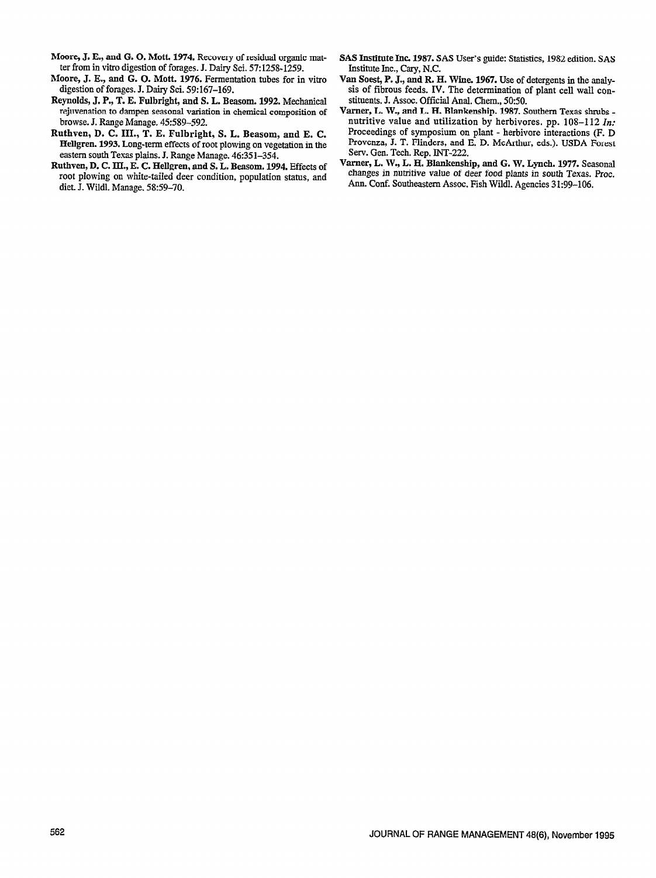**Moore, J. E., and G. O. Mott. 1974.** Recovery of residual organic matter from in vitro digestion of forages. J. Dairy Sci. 57:1258-1259.

**Moore, J. E., and G. O. Mott. 1976.** Fermentation tubes for in vitro digestion of forages. J. Dairy Sci. 59:167–169.

**Reynolds, J. P., T. E. Fulbright, and S. L. Beasom. 1992.** Mechanical rejuvenation to dampen seasonal variation in chemical composition of browse. J. Range Manage. 45:589–592.

**Ruthven, D. C. III., T. E. Fulbright, S. L. Beasom, and E. C. Hellgren. 1993.** Long-term effects of root plowing on vegetation in the eastern south Texas plains. J. Range Manage. 46:351–354.

**Ruthven, D. C. III., E. C. Hellgren, and S. L. Beasom. 1994.** Effects of root plowing on white-tailed deer condition, population status, and diet. J. Wildl. Manage. 58:59–70.

**SAS Institute Inc. 1987.** SAS User's guide: Statistics, 1982 edition. SAS Institute Inc., Cary, N.C.

**Van Soest, P. J., and R. H. Wine. 1967.** Use of detergents in the analysis of fibrous feeds. IV. The determination of plant cell wall constituents. J. Assoc. Official Anal. Chem., 50:50.

**Varner, L. W., and L. H. Blankenship. 1987.** Southern Texas shrubs - nutritive value and utilization by herbivores. pp. 108–112 *In:* Proceedings of symposium on plant - herbivore interactions (F. D Provenza, J. T. Flinders, and E. D. McArthur, eds.). USDA Forest Serv. Gen. Tech. Rep. INT-222.

**Varner, L. W., L. H. Blankenship, and G. W. Lynch. 1977.** Seasonal changes in nutritive value of deer food plants in south Texas. Proc. Ann. Conf. Southeastern Assoc. Fish Wildl. Agencies 31:99–106.